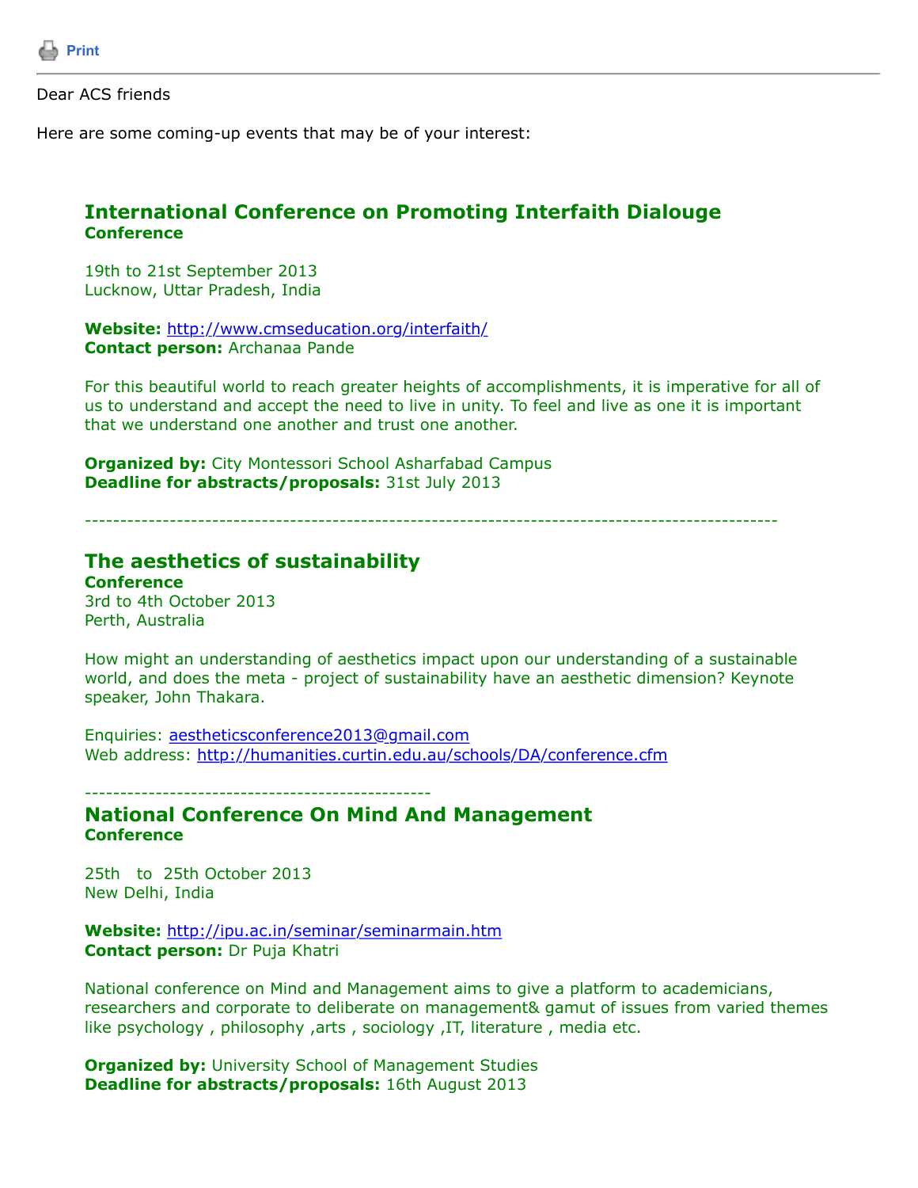Print

Dear ACS friends

Here are some coming-up events that may be of your interest:

## International Conference on Promoting Interfaith Dialouge
**Conference**

19th to 21st September 2013
Lucknow, Uttar Pradesh, India

**Website:** http://www.cmseducation.org/interfaith/
**Contact person:** Archanaa Pande

For this beautiful world to reach greater heights of accomplishments, it is imperative for all of us to understand and accept the need to live in unity. To feel and live as one it is important that we understand one another and trust one another.

**Organized by:** City Montessori School Asharfabad Campus
**Deadline for abstracts/proposals:** 31st July 2013

-----------------------------------------------------------------------------------------------------

## The aesthetics of sustainability
**Conference**
3rd to 4th October 2013
Perth, Australia

How might an understanding of aesthetics impact upon our understanding of a sustainable world, and does the meta - project of sustainability have an aesthetic dimension? Keynote speaker, John Thakara.

Enquiries: aestheticsconference2013@gmail.com
Web address: http://humanities.curtin.edu.au/schools/DA/conference.cfm

-------------------------------------------------

## National Conference On Mind And Management
**Conference**

25th to 25th October 2013
New Delhi, India

**Website:** http://ipu.ac.in/seminar/seminarmain.htm
**Contact person:** Dr Puja Khatri

National conference on Mind and Management aims to give a platform to academicians, researchers and corporate to deliberate on management& gamut of issues from varied themes like psychology , philosophy ,arts , sociology ,IT, literature , media etc.

**Organized by:** University School of Management Studies
**Deadline for abstracts/proposals:** 16th August 2013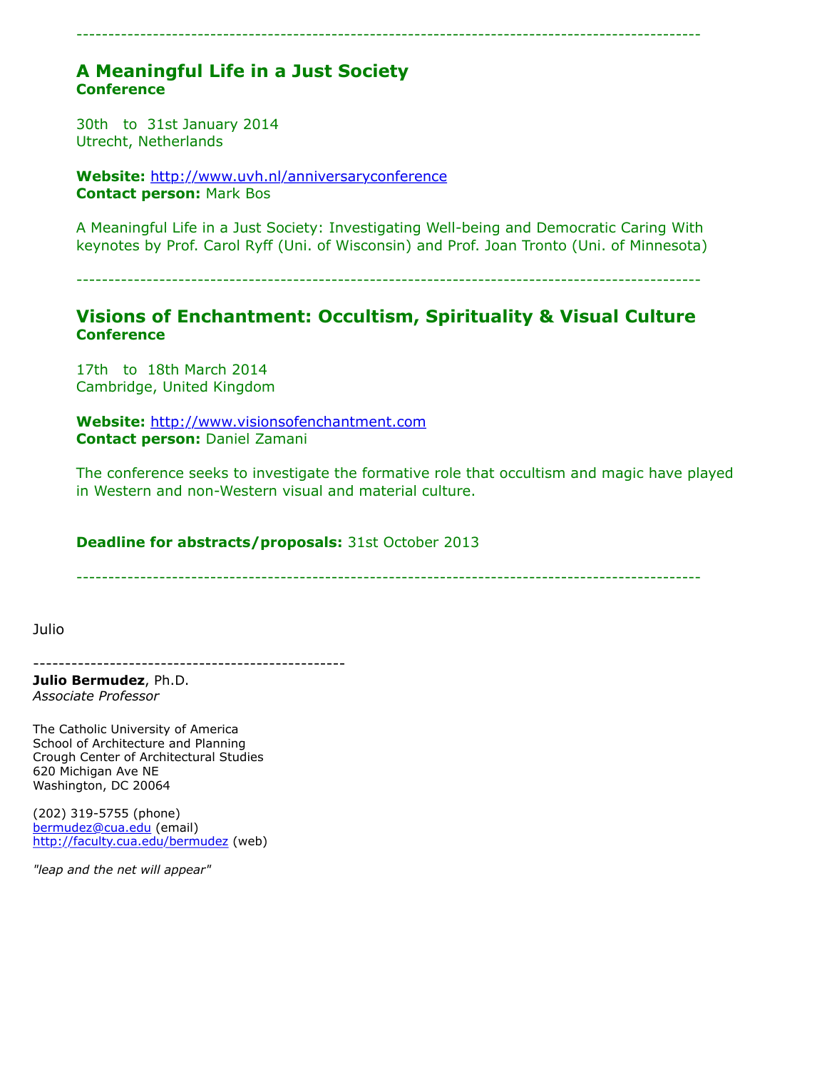---

## A Meaningful Life in a Just Society
**Conference**

30th to 31st January 2014
Utrecht, Netherlands

**Website:** http://www.uvh.nl/anniversaryconference
**Contact person:** Mark Bos

A Meaningful Life in a Just Society: Investigating Well-being and Democratic Caring With keynotes by Prof. Carol Ryff (Uni. of Wisconsin) and Prof. Joan Tronto (Uni. of Minnesota)

---

## Visions of Enchantment: Occultism, Spirituality & Visual Culture
**Conference**

17th to 18th March 2014
Cambridge, United Kingdom

**Website:** http://www.visionsofenchantment.com
**Contact person:** Daniel Zamani

The conference seeks to investigate the formative role that occultism and magic have played in Western and non-Western visual and material culture.

**Deadline for abstracts/proposals:** 31st October 2013

---

Julio

---

**Julio Bermudez**, Ph.D.
*Associate Professor*

The Catholic University of America
School of Architecture and Planning
Crough Center of Architectural Studies
620 Michigan Ave NE
Washington, DC 20064

(202) 319-5755 (phone)
bermudez@cua.edu (email)
http://faculty.cua.edu/bermudez (web)

*"leap and the net will appear"*